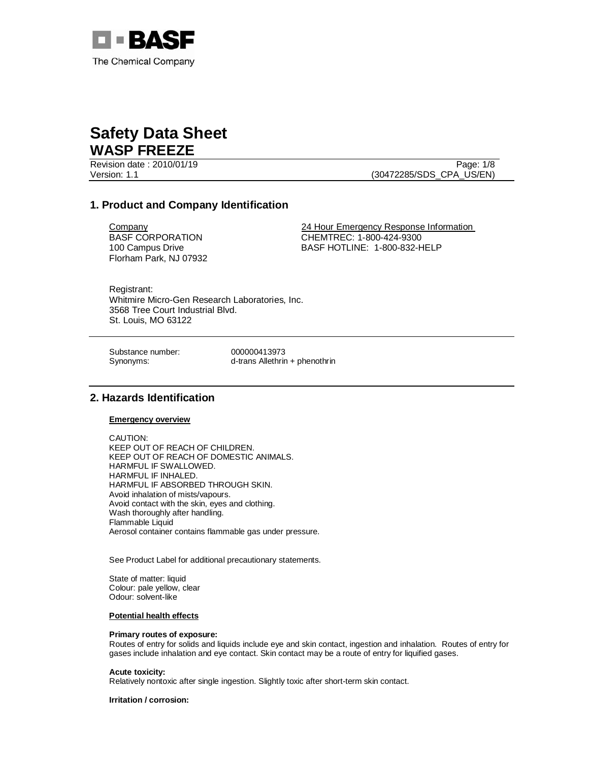BASF
The Chemical Company

# Safety Data Sheet
# WASP FREEZE

Revision date : 2010/01/19
Version: 1.1

(30472285/SDS_CPA_US/EN)

## 1. Product and Company Identification

Company
BASF CORPORATION
100 Campus Drive
Florham Park, NJ 07932

24 Hour Emergency Response Information
CHEMTREC: 1-800-424-9300
BASF HOTLINE: 1-800-832-HELP

Registrant:
Whitmire Micro-Gen Research Laboratories, Inc.
3568 Tree Court Industrial Blvd.
St. Louis, MO 63122

Substance number: 000000413973
Synonyms: d-trans Allethrin + phenothrin

## 2. Hazards Identification

**Emergency overview**

CAUTION:
KEEP OUT OF REACH OF CHILDREN.
KEEP OUT OF REACH OF DOMESTIC ANIMALS.
HARMFUL IF SWALLOWED.
HARMFUL IF INHALED.
HARMFUL IF ABSORBED THROUGH SKIN.
Avoid inhalation of mists/vapours.
Avoid contact with the skin, eyes and clothing.
Wash thoroughly after handling.
Flammable Liquid
Aerosol container contains flammable gas under pressure.

See Product Label for additional precautionary statements.

State of matter: liquid
Colour: pale yellow, clear
Odour: solvent-like

**Potential health effects**

**Primary routes of exposure:**
Routes of entry for solids and liquids include eye and skin contact, ingestion and inhalation. Routes of entry for gases include inhalation and eye contact. Skin contact may be a route of entry for liquified gases.

**Acute toxicity:**
Relatively nontoxic after single ingestion. Slightly toxic after short-term skin contact.

**Irritation / corrosion:**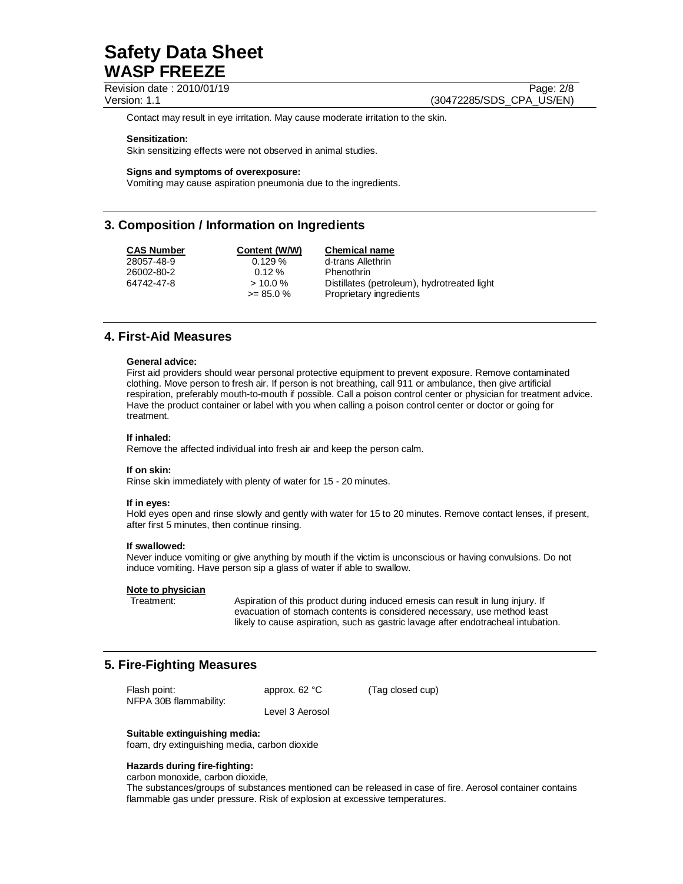Contact may result in eye irritation. May cause moderate irritation to the skin.

**Sensitization:**
Skin sensitizing effects were not observed in animal studies.

**Signs and symptoms of overexposure:**
Vomiting may cause aspiration pneumonia due to the ingredients.

## 3. Composition / Information on Ingredients

| CAS Number | Content (W/W) | Chemical name |
|---|---|---|
| 28057-48-9 | 0.129 % | d-trans Allethrin |
| 26002-80-2 | 0.12 % | Phenothrin |
| 64742-47-8 | > 10.0 % | Distillates (petroleum), hydrotreated light |
| | >= 85.0 % | Proprietary ingredients |

## 4. First-Aid Measures

**General advice:**
First aid providers should wear personal protective equipment to prevent exposure. Remove contaminated clothing. Move person to fresh air. If person is not breathing, call 911 or ambulance, then give artificial respiration, preferably mouth-to-mouth if possible. Call a poison control center or physician for treatment advice. Have the product container or label with you when calling a poison control center or doctor or going for treatment.

**If inhaled:**
Remove the affected individual into fresh air and keep the person calm.

**If on skin:**
Rinse skin immediately with plenty of water for 15 - 20 minutes.

**If in eyes:**
Hold eyes open and rinse slowly and gently with water for 15 to 20 minutes. Remove contact lenses, if present, after first 5 minutes, then continue rinsing.

**If swallowed:**
Never induce vomiting or give anything by mouth if the victim is unconscious or having convulsions. Do not induce vomiting. Have person sip a glass of water if able to swallow.

**Note to physician**

Treatment: Aspiration of this product during induced emesis can result in lung injury. If evacuation of stomach contents is considered necessary, use method least likely to cause aspiration, such as gastric lavage after endotracheal intubation.

## 5. Fire-Fighting Measures

| | | |
|---|---|---|
| Flash point: | approx. 62 °C | (Tag closed cup) |
| NFPA 30B flammability: | Level 3 Aerosol | |

**Suitable extinguishing media:**
foam, dry extinguishing media, carbon dioxide

**Hazards during fire-fighting:**
carbon monoxide, carbon dioxide,
The substances/groups of substances mentioned can be released in case of fire. Aerosol container contains flammable gas under pressure. Risk of explosion at excessive temperatures.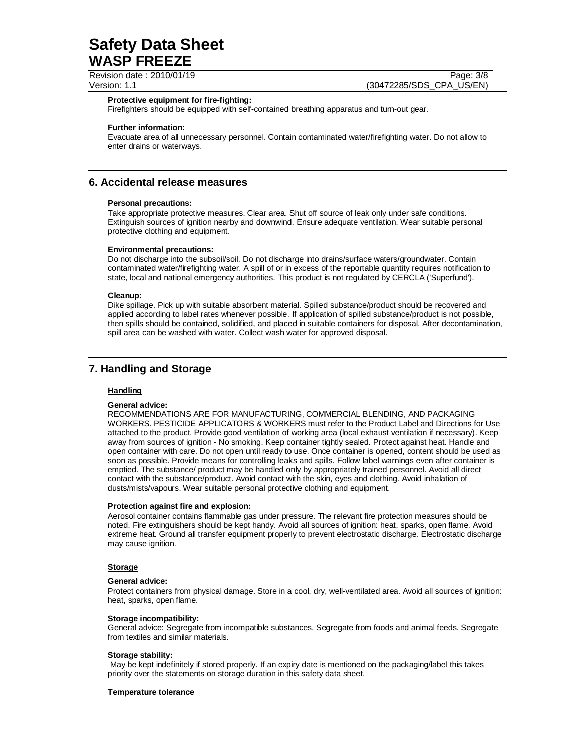**Protective equipment for fire-fighting:**
Firefighters should be equipped with self-contained breathing apparatus and turn-out gear.

**Further information:**
Evacuate area of all unnecessary personnel. Contain contaminated water/firefighting water. Do not allow to enter drains or waterways.

## 6. Accidental release measures

**Personal precautions:**
Take appropriate protective measures. Clear area. Shut off source of leak only under safe conditions. Extinguish sources of ignition nearby and downwind. Ensure adequate ventilation. Wear suitable personal protective clothing and equipment.

**Environmental precautions:**
Do not discharge into the subsoil/soil. Do not discharge into drains/surface waters/groundwater. Contain contaminated water/firefighting water. A spill of or in excess of the reportable quantity requires notification to state, local and national emergency authorities. This product is not regulated by CERCLA ('Superfund').

**Cleanup:**
Dike spillage. Pick up with suitable absorbent material. Spilled substance/product should be recovered and applied according to label rates whenever possible. If application of spilled substance/product is not possible, then spills should be contained, solidified, and placed in suitable containers for disposal. After decontamination, spill area can be washed with water. Collect wash water for approved disposal.

## 7. Handling and Storage

### Handling

**General advice:**
RECOMMENDATIONS ARE FOR MANUFACTURING, COMMERCIAL BLENDING, AND PACKAGING WORKERS. PESTICIDE APPLICATORS & WORKERS must refer to the Product Label and Directions for Use attached to the product. Provide good ventilation of working area (local exhaust ventilation if necessary). Keep away from sources of ignition - No smoking. Keep container tightly sealed. Protect against heat. Handle and open container with care. Do not open until ready to use. Once container is opened, content should be used as soon as possible. Provide means for controlling leaks and spills. Follow label warnings even after container is emptied. The substance/ product may be handled only by appropriately trained personnel. Avoid all direct contact with the substance/product. Avoid contact with the skin, eyes and clothing. Avoid inhalation of dusts/mists/vapours. Wear suitable personal protective clothing and equipment.

**Protection against fire and explosion:**
Aerosol container contains flammable gas under pressure. The relevant fire protection measures should be noted. Fire extinguishers should be kept handy. Avoid all sources of ignition: heat, sparks, open flame. Avoid extreme heat. Ground all transfer equipment properly to prevent electrostatic discharge. Electrostatic discharge may cause ignition.

### Storage

**General advice:**
Protect containers from physical damage. Store in a cool, dry, well-ventilated area. Avoid all sources of ignition: heat, sparks, open flame.

**Storage incompatibility:**
General advice: Segregate from incompatible substances. Segregate from foods and animal feeds. Segregate from textiles and similar materials.

**Storage stability:**
May be kept indefinitely if stored properly. If an expiry date is mentioned on the packaging/label this takes priority over the statements on storage duration in this safety data sheet.

**Temperature tolerance**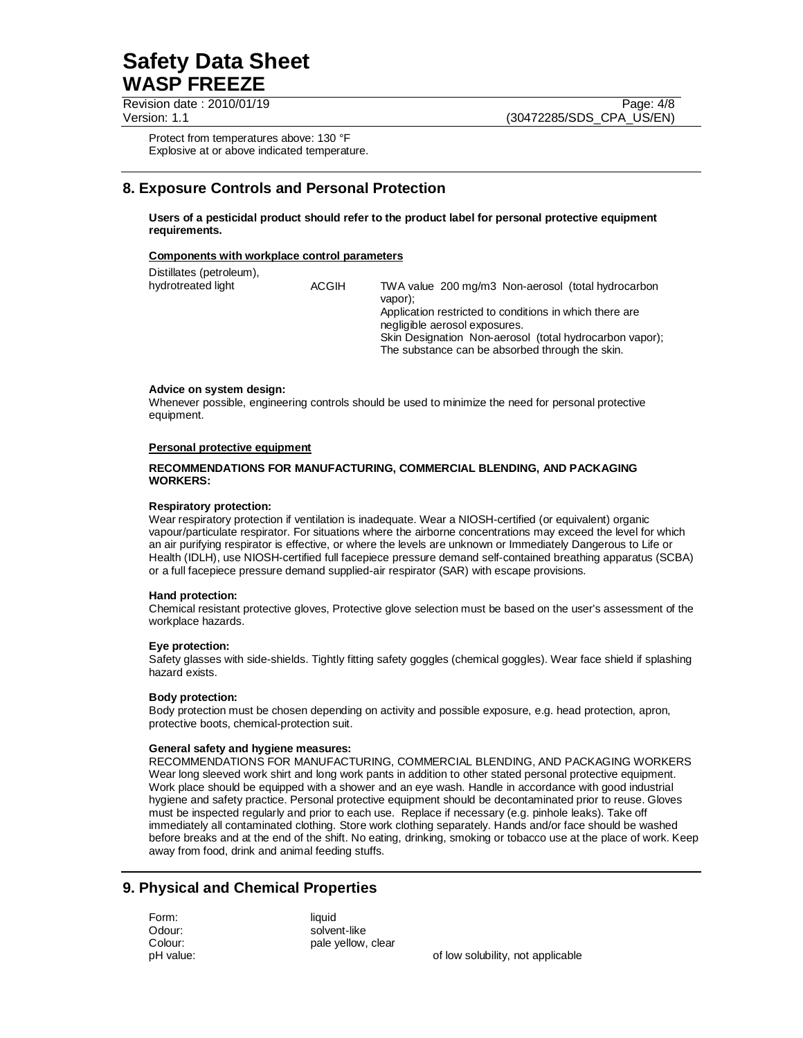Protect from temperatures above: 130 °F
Explosive at or above indicated temperature.

## 8. Exposure Controls and Personal Protection

**Users of a pesticidal product should refer to the product label for personal protective equipment requirements.**

**Components with workplace control parameters**

| | | |
|---|---|---|
| Distillates (petroleum), hydrotreated light | ACGIH | TWA value 200 mg/m3 Non-aerosol (total hydrocarbon vapor);<br>Application restricted to conditions in which there are negligible aerosol exposures.<br>Skin Designation Non-aerosol (total hydrocarbon vapor); The substance can be absorbed through the skin. |

**Advice on system design:**
Whenever possible, engineering controls should be used to minimize the need for personal protective equipment.

**Personal protective equipment**

**RECOMMENDATIONS FOR MANUFACTURING, COMMERCIAL BLENDING, AND PACKAGING WORKERS:**

**Respiratory protection:**
Wear respiratory protection if ventilation is inadequate. Wear a NIOSH-certified (or equivalent) organic vapour/particulate respirator. For situations where the airborne concentrations may exceed the level for which an air purifying respirator is effective, or where the levels are unknown or Immediately Dangerous to Life or Health (IDLH), use NIOSH-certified full facepiece pressure demand self-contained breathing apparatus (SCBA) or a full facepiece pressure demand supplied-air respirator (SAR) with escape provisions.

**Hand protection:**
Chemical resistant protective gloves, Protective glove selection must be based on the user's assessment of the workplace hazards.

**Eye protection:**
Safety glasses with side-shields. Tightly fitting safety goggles (chemical goggles). Wear face shield if splashing hazard exists.

**Body protection:**
Body protection must be chosen depending on activity and possible exposure, e.g. head protection, apron, protective boots, chemical-protection suit.

**General safety and hygiene measures:**
RECOMMENDATIONS FOR MANUFACTURING, COMMERCIAL BLENDING, AND PACKAGING WORKERS Wear long sleeved work shirt and long work pants in addition to other stated personal protective equipment. Work place should be equipped with a shower and an eye wash. Handle in accordance with good industrial hygiene and safety practice. Personal protective equipment should be decontaminated prior to reuse. Gloves must be inspected regularly and prior to each use. Replace if necessary (e.g. pinhole leaks). Take off immediately all contaminated clothing. Store work clothing separately. Hands and/or face should be washed before breaks and at the end of the shift. No eating, drinking, smoking or tobacco use at the place of work. Keep away from food, drink and animal feeding stuffs.

## 9. Physical and Chemical Properties

| | | |
|---|---|---|
| Form: | liquid | |
| Odour: | solvent-like | |
| Colour: | pale yellow, clear | |
| pH value: | | of low solubility, not applicable |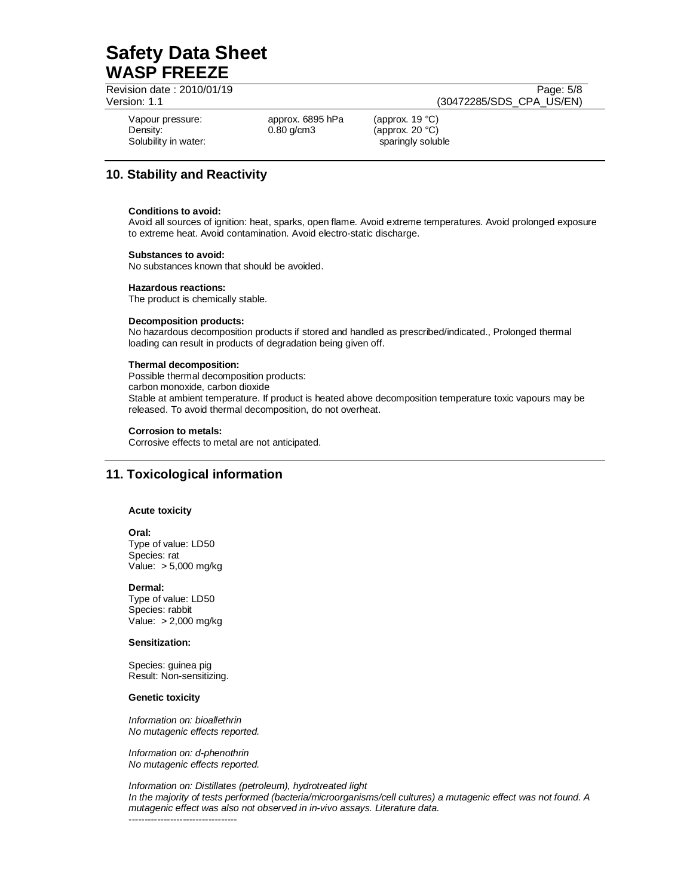| | | |
|---|---|---|
| Vapour pressure: | approx. 6895 hPa | (approx. 19 °C) |
| Density: | 0.80 g/cm3 | (approx. 20 °C) |
| Solubility in water: | | sparingly soluble |

## 10. Stability and Reactivity

**Conditions to avoid:**
Avoid all sources of ignition: heat, sparks, open flame. Avoid extreme temperatures. Avoid prolonged exposure to extreme heat. Avoid contamination. Avoid electro-static discharge.

**Substances to avoid:**
No substances known that should be avoided.

**Hazardous reactions:**
The product is chemically stable.

**Decomposition products:**
No hazardous decomposition products if stored and handled as prescribed/indicated., Prolonged thermal loading can result in products of degradation being given off.

**Thermal decomposition:**
Possible thermal decomposition products:
carbon monoxide, carbon dioxide
Stable at ambient temperature. If product is heated above decomposition temperature toxic vapours may be released. To avoid thermal decomposition, do not overheat.

**Corrosion to metals:**
Corrosive effects to metal are not anticipated.

## 11. Toxicological information

**Acute toxicity**

**Oral:**
Type of value: LD50
Species: rat
Value: > 5,000 mg/kg

**Dermal:**
Type of value: LD50
Species: rabbit
Value: > 2,000 mg/kg

**Sensitization:**

Species: guinea pig
Result: Non-sensitizing.

**Genetic toxicity**

*Information on: bioallethrin*
*No mutagenic effects reported.*

*Information on: d-phenothrin*
*No mutagenic effects reported.*

*Information on: Distillates (petroleum), hydrotreated light*
*In the majority of tests performed (bacteria/microorganisms/cell cultures) a mutagenic effect was not found. A mutagenic effect was also not observed in in-vivo assays. Literature data.*
----------------------------------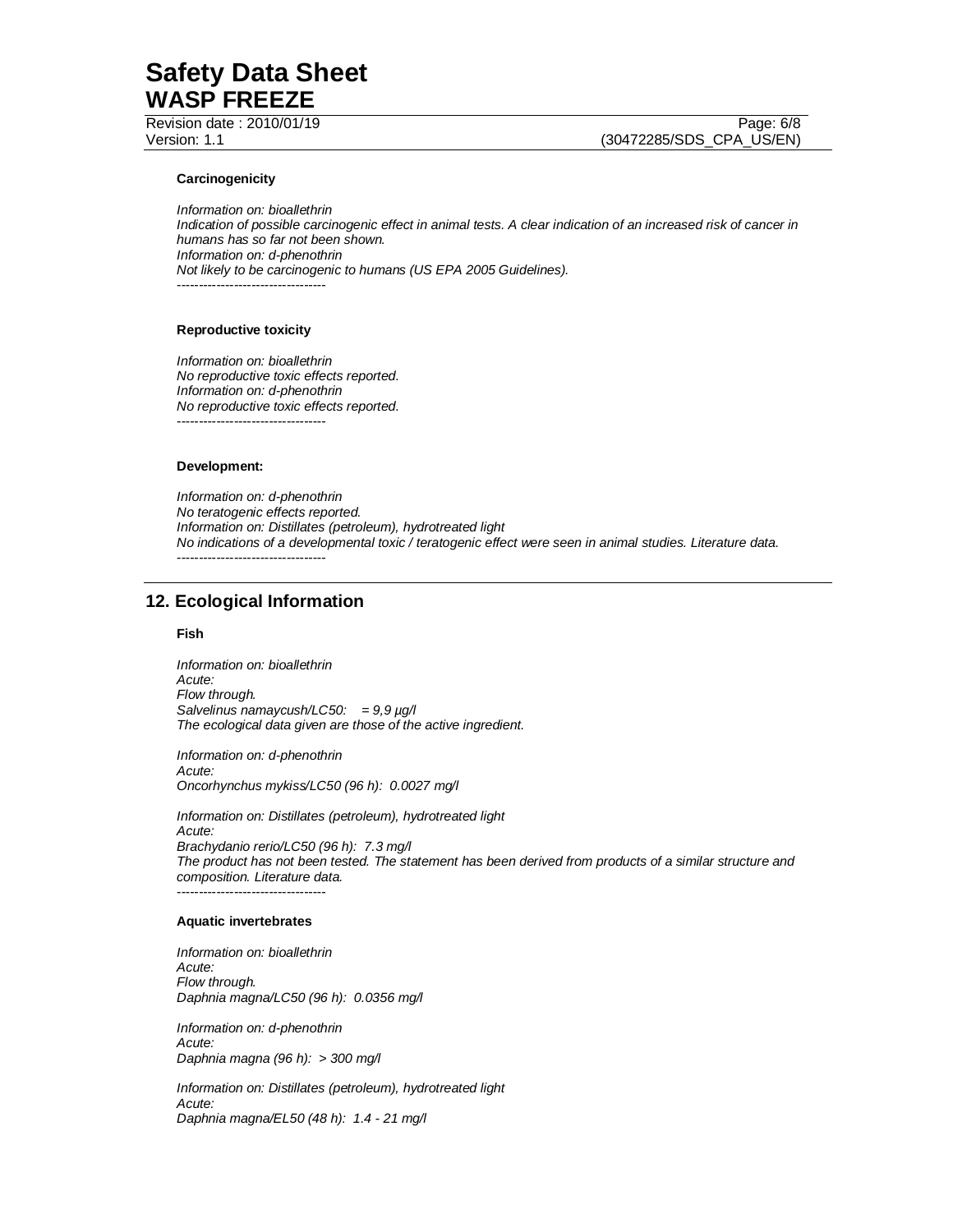**Carcinogenicity**

*Information on: bioallethrin*
*Indication of possible carcinogenic effect in animal tests. A clear indication of an increased risk of cancer in humans has so far not been shown.*
*Information on: d-phenothrin*
*Not likely to be carcinogenic to humans (US EPA 2005 Guidelines).*
----------------------------------

**Reproductive toxicity**

*Information on: bioallethrin*
*No reproductive toxic effects reported.*
*Information on: d-phenothrin*
*No reproductive toxic effects reported.*
----------------------------------

**Development:**

*Information on: d-phenothrin*
*No teratogenic effects reported.*
*Information on: Distillates (petroleum), hydrotreated light*
*No indications of a developmental toxic / teratogenic effect were seen in animal studies. Literature data.*
----------------------------------

## 12. Ecological Information

**Fish**

*Information on: bioallethrin*
*Acute:*
*Flow through.*
*Salvelinus namaycush/LC50: = 9,9 µg/l*
*The ecological data given are those of the active ingredient.*

*Information on: d-phenothrin*
*Acute:*
*Oncorhynchus mykiss/LC50 (96 h): 0.0027 mg/l*

*Information on: Distillates (petroleum), hydrotreated light*
*Acute:*
*Brachydanio rerio/LC50 (96 h): 7.3 mg/l*
*The product has not been tested. The statement has been derived from products of a similar structure and composition. Literature data.*
----------------------------------

**Aquatic invertebrates**

*Information on: bioallethrin*
*Acute:*
*Flow through.*
*Daphnia magna/LC50 (96 h): 0.0356 mg/l*

*Information on: d-phenothrin*
*Acute:*
*Daphnia magna (96 h): > 300 mg/l*

*Information on: Distillates (petroleum), hydrotreated light*
*Acute:*
*Daphnia magna/EL50 (48 h): 1.4 - 21 mg/l*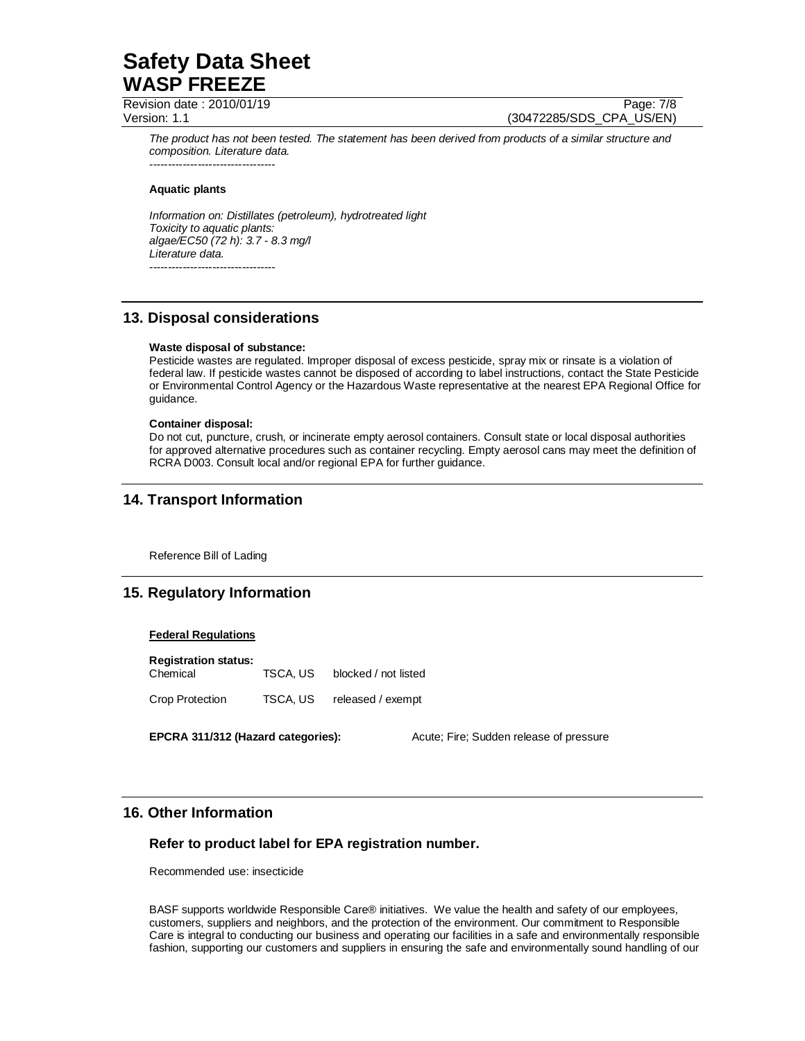*The product has not been tested. The statement has been derived from products of a similar structure and composition. Literature data.*

----------------------------------

**Aquatic plants**

*Information on: Distillates (petroleum), hydrotreated light*
*Toxicity to aquatic plants:*
*algae/EC50 (72 h): 3.7 - 8.3 mg/l*
*Literature data.*

----------------------------------

## 13. Disposal considerations

**Waste disposal of substance:**
Pesticide wastes are regulated. Improper disposal of excess pesticide, spray mix or rinsate is a violation of federal law. If pesticide wastes cannot be disposed of according to label instructions, contact the State Pesticide or Environmental Control Agency or the Hazardous Waste representative at the nearest EPA Regional Office for guidance.

**Container disposal:**
Do not cut, puncture, crush, or incinerate empty aerosol containers. Consult state or local disposal authorities for approved alternative procedures such as container recycling. Empty aerosol cans may meet the definition of RCRA D003. Consult local and/or regional EPA for further guidance.

## 14. Transport Information

Reference Bill of Lading

## 15. Regulatory Information

**Federal Regulations**

**Registration status:**

| | | |
|---|---|---|
| Chemical | TSCA, US | blocked / not listed |
| Crop Protection | TSCA, US | released / exempt |

**EPCRA 311/312 (Hazard categories):** Acute; Fire; Sudden release of pressure

## 16. Other Information

### Refer to product label for EPA registration number.

Recommended use: insecticide

BASF supports worldwide Responsible Care® initiatives. We value the health and safety of our employees, customers, suppliers and neighbors, and the protection of the environment. Our commitment to Responsible Care is integral to conducting our business and operating our facilities in a safe and environmentally responsible fashion, supporting our customers and suppliers in ensuring the safe and environmentally sound handling of our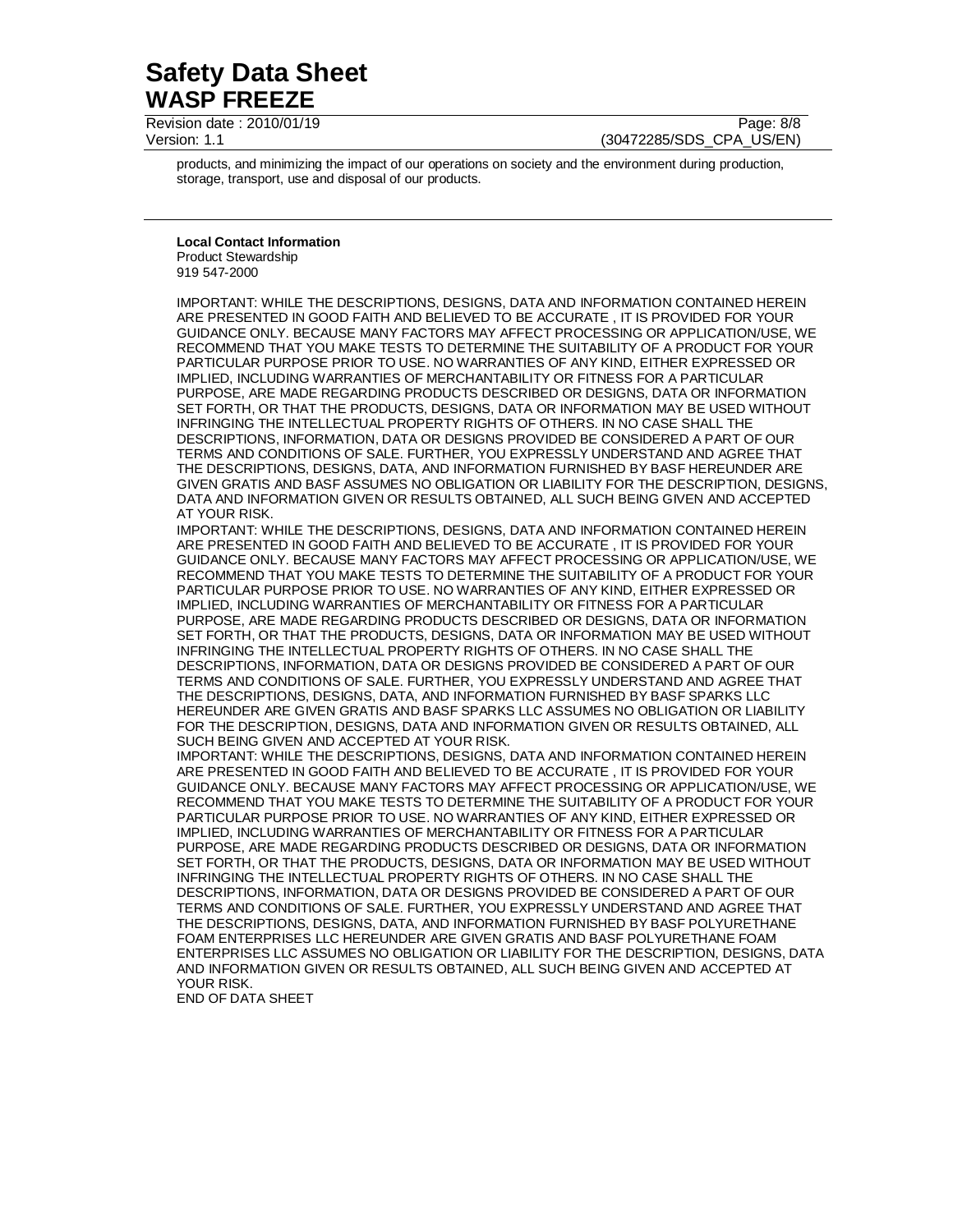products, and minimizing the impact of our operations on society and the environment during production, storage, transport, use and disposal of our products.

---

**Local Contact Information**
Product Stewardship
919 547-2000

IMPORTANT: WHILE THE DESCRIPTIONS, DESIGNS, DATA AND INFORMATION CONTAINED HEREIN ARE PRESENTED IN GOOD FAITH AND BELIEVED TO BE ACCURATE , IT IS PROVIDED FOR YOUR GUIDANCE ONLY. BECAUSE MANY FACTORS MAY AFFECT PROCESSING OR APPLICATION/USE, WE RECOMMEND THAT YOU MAKE TESTS TO DETERMINE THE SUITABILITY OF A PRODUCT FOR YOUR PARTICULAR PURPOSE PRIOR TO USE. NO WARRANTIES OF ANY KIND, EITHER EXPRESSED OR IMPLIED, INCLUDING WARRANTIES OF MERCHANTABILITY OR FITNESS FOR A PARTICULAR PURPOSE, ARE MADE REGARDING PRODUCTS DESCRIBED OR DESIGNS, DATA OR INFORMATION SET FORTH, OR THAT THE PRODUCTS, DESIGNS, DATA OR INFORMATION MAY BE USED WITHOUT INFRINGING THE INTELLECTUAL PROPERTY RIGHTS OF OTHERS. IN NO CASE SHALL THE DESCRIPTIONS, INFORMATION, DATA OR DESIGNS PROVIDED BE CONSIDERED A PART OF OUR TERMS AND CONDITIONS OF SALE. FURTHER, YOU EXPRESSLY UNDERSTAND AND AGREE THAT THE DESCRIPTIONS, DESIGNS, DATA, AND INFORMATION FURNISHED BY BASF HEREUNDER ARE GIVEN GRATIS AND BASF ASSUMES NO OBLIGATION OR LIABILITY FOR THE DESCRIPTION, DESIGNS, DATA AND INFORMATION GIVEN OR RESULTS OBTAINED, ALL SUCH BEING GIVEN AND ACCEPTED AT YOUR RISK.
IMPORTANT: WHILE THE DESCRIPTIONS, DESIGNS, DATA AND INFORMATION CONTAINED HEREIN ARE PRESENTED IN GOOD FAITH AND BELIEVED TO BE ACCURATE , IT IS PROVIDED FOR YOUR GUIDANCE ONLY. BECAUSE MANY FACTORS MAY AFFECT PROCESSING OR APPLICATION/USE, WE RECOMMEND THAT YOU MAKE TESTS TO DETERMINE THE SUITABILITY OF A PRODUCT FOR YOUR PARTICULAR PURPOSE PRIOR TO USE. NO WARRANTIES OF ANY KIND, EITHER EXPRESSED OR IMPLIED, INCLUDING WARRANTIES OF MERCHANTABILITY OR FITNESS FOR A PARTICULAR PURPOSE, ARE MADE REGARDING PRODUCTS DESCRIBED OR DESIGNS, DATA OR INFORMATION SET FORTH, OR THAT THE PRODUCTS, DESIGNS, DATA OR INFORMATION MAY BE USED WITHOUT INFRINGING THE INTELLECTUAL PROPERTY RIGHTS OF OTHERS. IN NO CASE SHALL THE DESCRIPTIONS, INFORMATION, DATA OR DESIGNS PROVIDED BE CONSIDERED A PART OF OUR TERMS AND CONDITIONS OF SALE. FURTHER, YOU EXPRESSLY UNDERSTAND AND AGREE THAT THE DESCRIPTIONS, DESIGNS, DATA, AND INFORMATION FURNISHED BY BASF SPARKS LLC HEREUNDER ARE GIVEN GRATIS AND BASF SPARKS LLC ASSUMES NO OBLIGATION OR LIABILITY FOR THE DESCRIPTION, DESIGNS, DATA AND INFORMATION GIVEN OR RESULTS OBTAINED, ALL SUCH BEING GIVEN AND ACCEPTED AT YOUR RISK.
IMPORTANT: WHILE THE DESCRIPTIONS, DESIGNS, DATA AND INFORMATION CONTAINED HEREIN ARE PRESENTED IN GOOD FAITH AND BELIEVED TO BE ACCURATE , IT IS PROVIDED FOR YOUR GUIDANCE ONLY. BECAUSE MANY FACTORS MAY AFFECT PROCESSING OR APPLICATION/USE, WE RECOMMEND THAT YOU MAKE TESTS TO DETERMINE THE SUITABILITY OF A PRODUCT FOR YOUR PARTICULAR PURPOSE PRIOR TO USE. NO WARRANTIES OF ANY KIND, EITHER EXPRESSED OR IMPLIED, INCLUDING WARRANTIES OF MERCHANTABILITY OR FITNESS FOR A PARTICULAR PURPOSE, ARE MADE REGARDING PRODUCTS DESCRIBED OR DESIGNS, DATA OR INFORMATION SET FORTH, OR THAT THE PRODUCTS, DESIGNS, DATA OR INFORMATION MAY BE USED WITHOUT INFRINGING THE INTELLECTUAL PROPERTY RIGHTS OF OTHERS. IN NO CASE SHALL THE DESCRIPTIONS, INFORMATION, DATA OR DESIGNS PROVIDED BE CONSIDERED A PART OF OUR TERMS AND CONDITIONS OF SALE. FURTHER, YOU EXPRESSLY UNDERSTAND AND AGREE THAT THE DESCRIPTIONS, DESIGNS, DATA, AND INFORMATION FURNISHED BY BASF POLYURETHANE FOAM ENTERPRISES LLC HEREUNDER ARE GIVEN GRATIS AND BASF POLYURETHANE FOAM ENTERPRISES LLC ASSUMES NO OBLIGATION OR LIABILITY FOR THE DESCRIPTION, DESIGNS, DATA AND INFORMATION GIVEN OR RESULTS OBTAINED, ALL SUCH BEING GIVEN AND ACCEPTED AT YOUR RISK.
END OF DATA SHEET